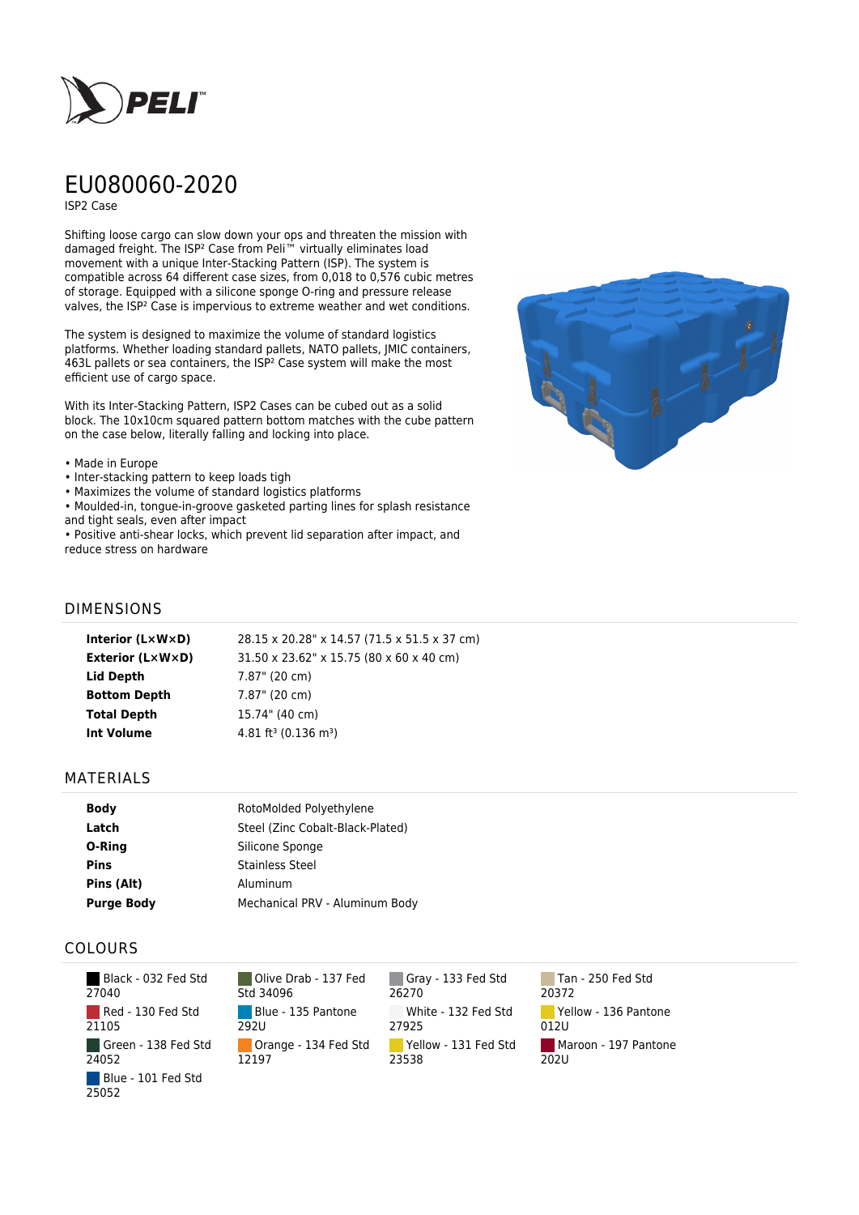# EU080060-2020

ISP2 Case

Shifting loose cargo can slow down your ops and threaten the mission with damaged freight. The ISP² Case from Peli™ virtually eliminates load movement with a unique Inter-Stacking Pattern (ISP). The system is compatible across 64 different case sizes, from 0,018 to 0,576 cubic metres of storage. Equipped with a silicone sponge O-ring and pressure release valves, the ISP² Case is impervious to extreme weather and wet conditions.

The system is designed to maximize the volume of standard logistics platforms. Whether loading standard pallets, NATO pallets, JMIC containers, 463L pallets or sea containers, the ISP² Case system will make the most efficient use of cargo space.

With its Inter-Stacking Pattern, ISP2 Cases can be cubed out as a solid block. The 10x10cm squared pattern bottom matches with the cube pattern on the case below, literally falling and locking into place.

- Made in Europe
- Inter-stacking pattern to keep loads tigh
- Maximizes the volume of standard logistics platforms
- Moulded-in, tongue-in-groove gasketed parting lines for splash resistance and tight seals, even after impact
- Positive anti-shear locks, which prevent lid separation after impact, and reduce stress on hardware

## DIMENSIONS

| | |
|---|---|
| **Interior (L×W×D)** | 28.15 x 20.28" x 14.57 (71.5 x 51.5 x 37 cm) |
| **Exterior (L×W×D)** | 31.50 x 23.62" x 15.75 (80 x 60 x 40 cm) |
| **Lid Depth** | 7.87" (20 cm) |
| **Bottom Depth** | 7.87" (20 cm) |
| **Total Depth** | 15.74" (40 cm) |
| **Int Volume** | 4.81 ft³ (0.136 m³) |

## MATERIALS

| | |
|---|---|
| **Body** | RotoMolded Polyethylene |
| **Latch** | Steel (Zinc Cobalt-Black-Plated) |
| **O-Ring** | Silicone Sponge |
| **Pins** | Stainless Steel |
| **Pins (Alt)** | Aluminum |
| **Purge Body** | Mechanical PRV - Aluminum Body |

## COLOURS

| | | | |
|---|---|---|---|
| Black - 032 Fed Std 27040 | Olive Drab - 137 Fed Std 34096 | Gray - 133 Fed Std 26270 | Tan - 250 Fed Std 20372 |
| Red - 130 Fed Std 21105 | Blue - 135 Pantone 292U | White - 132 Fed Std 27925 | Yellow - 136 Pantone 012U |
| Green - 138 Fed Std 24052 | Orange - 134 Fed Std 12197 | Yellow - 131 Fed Std 23538 | Maroon - 197 Pantone 202U |
| Blue - 101 Fed Std 25052 | | | |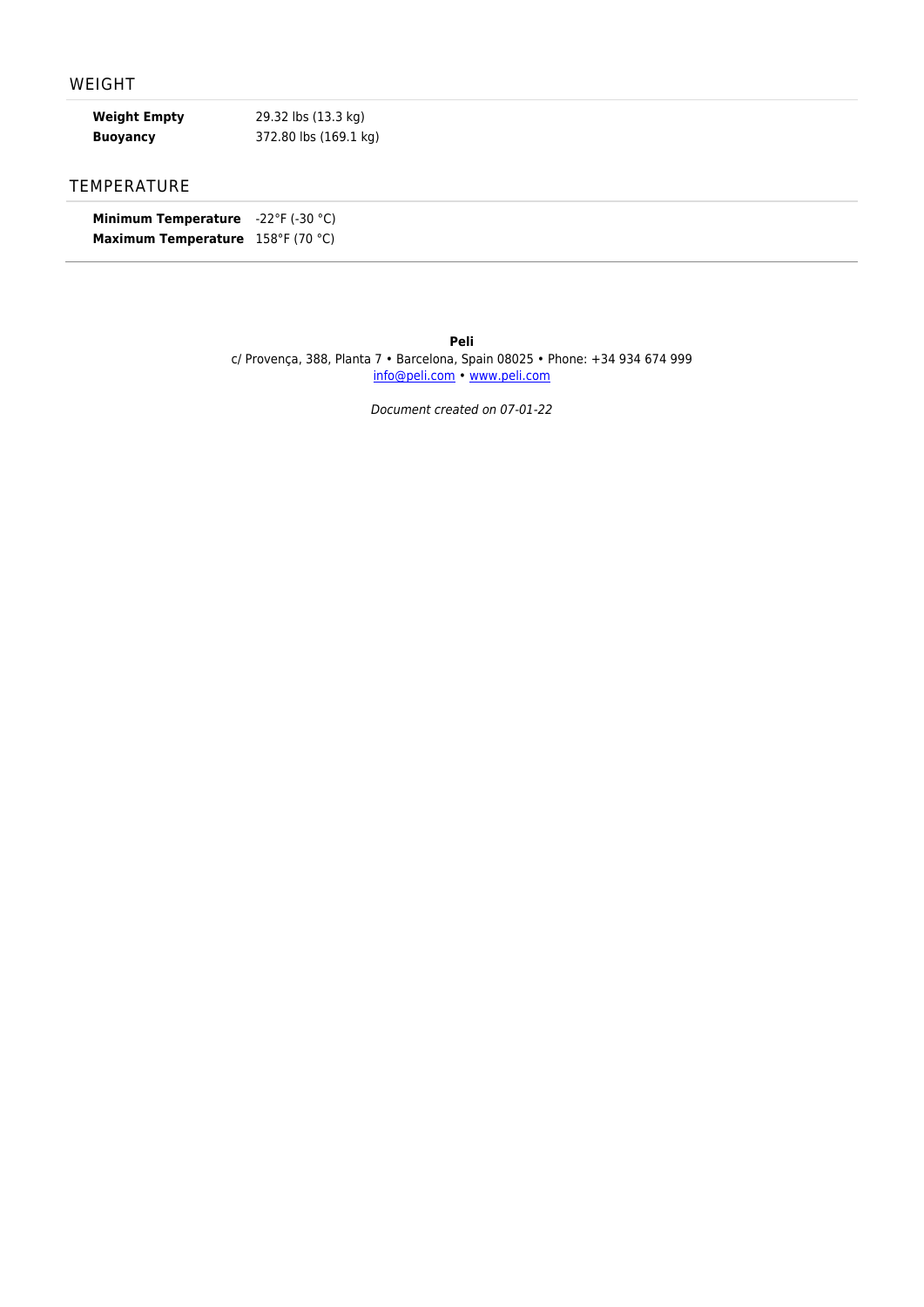## WEIGHT

| | |
|---|---|
| **Weight Empty** | 29.32 lbs (13.3 kg) |
| **Buoyancy** | 372.80 lbs (169.1 kg) |

## TEMPERATURE

| | |
|---|---|
| **Minimum Temperature** | -22°F (-30 °C) |
| **Maximum Temperature** | 158°F (70 °C) |

**Peli**
c/ Provença, 388, Planta 7 • Barcelona, Spain 08025 • Phone: +34 934 674 999
info@peli.com • www.peli.com

*Document created on 07-01-22*